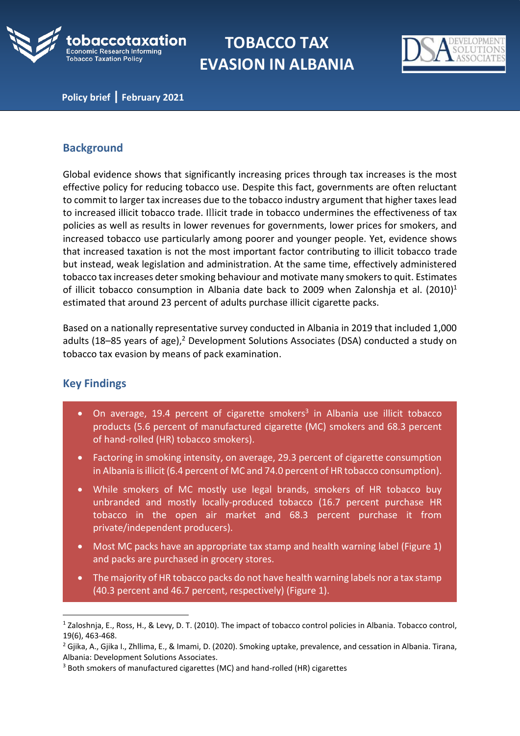tobaccotaxation
Economic Research Informing Tobacco Taxation Policy

# TOBACCO TAX EVASION IN ALBANIA

DEVELOPMENT SOLUTIONS ASSOCIATES

**Policy brief | February 2021**

## Background

Global evidence shows that significantly increasing prices through tax increases is the most effective policy for reducing tobacco use. Despite this fact, governments are often reluctant to commit to larger tax increases due to the tobacco industry argument that higher taxes lead to increased illicit tobacco trade. Illicit trade in tobacco undermines the effectiveness of tax policies as well as results in lower revenues for governments, lower prices for smokers, and increased tobacco use particularly among poorer and younger people. Yet, evidence shows that increased taxation is not the most important factor contributing to illicit tobacco trade but instead, weak legislation and administration. At the same time, effectively administered tobacco tax increases deter smoking behaviour and motivate many smokers to quit. Estimates of illicit tobacco consumption in Albania date back to 2009 when Zalonshja et al. (2010)[1] estimated that around 23 percent of adults purchase illicit cigarette packs.

Based on a nationally representative survey conducted in Albania in 2019 that included 1,000 adults (18–85 years of age),[2] Development Solutions Associates (DSA) conducted a study on tobacco tax evasion by means of pack examination.

## Key Findings

- On average, 19.4 percent of cigarette smokers[3] in Albania use illicit tobacco products (5.6 percent of manufactured cigarette (MC) smokers and 68.3 percent of hand-rolled (HR) tobacco smokers).
- Factoring in smoking intensity, on average, 29.3 percent of cigarette consumption in Albania is illicit (6.4 percent of MC and 74.0 percent of HR tobacco consumption).
- While smokers of MC mostly use legal brands, smokers of HR tobacco buy unbranded and mostly locally-produced tobacco (16.7 percent purchase HR tobacco in the open air market and 68.3 percent purchase it from private/independent producers).
- Most MC packs have an appropriate tax stamp and health warning label (Figure 1) and packs are purchased in grocery stores.
- The majority of HR tobacco packs do not have health warning labels nor a tax stamp (40.3 percent and 46.7 percent, respectively) (Figure 1).

---

[1] Zaloshnja, E., Ross, H., & Levy, D. T. (2010). The impact of tobacco control policies in Albania. Tobacco control, 19(6), 463-468.

[2] Gjika, A., Gjika I., Zhllima, E., & Imami, D. (2020). Smoking uptake, prevalence, and cessation in Albania. Tirana, Albania: Development Solutions Associates.

[3] Both smokers of manufactured cigarettes (MC) and hand-rolled (HR) cigarettes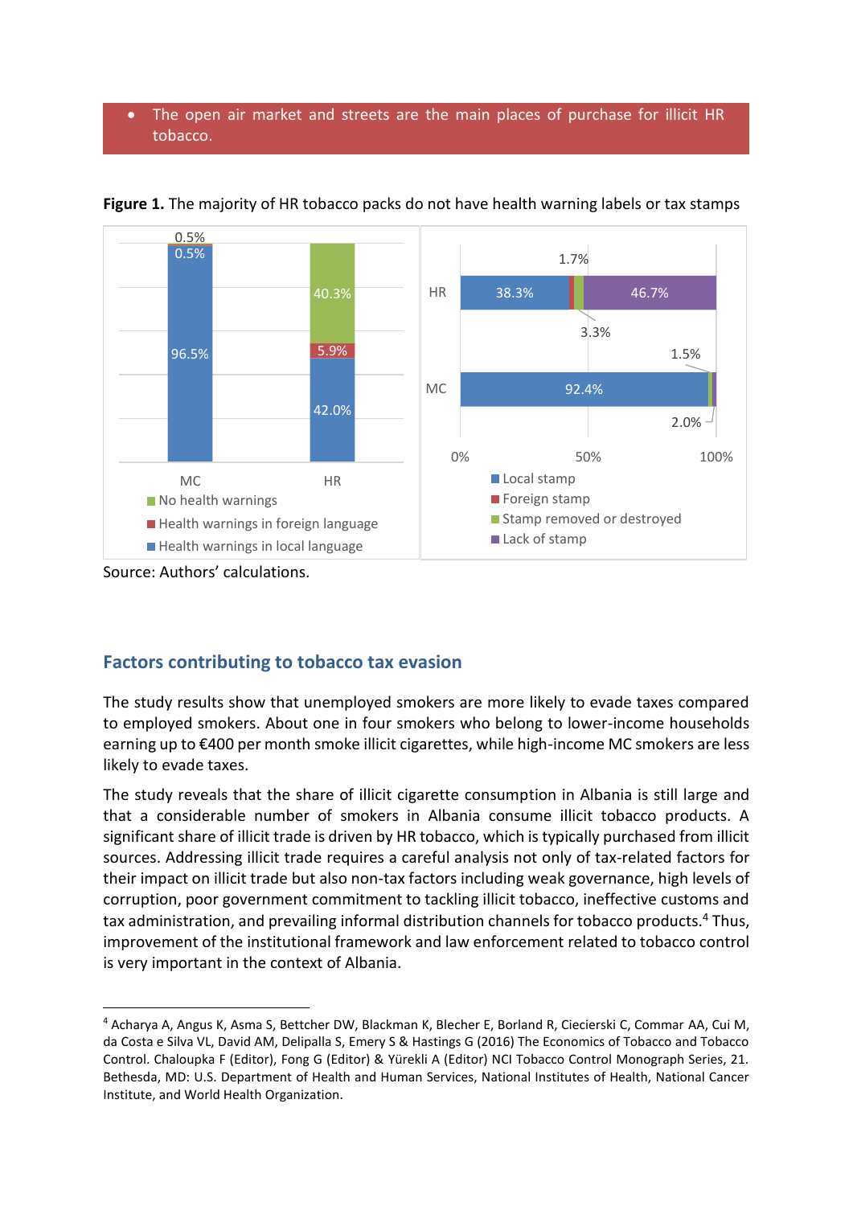- The open air market and streets are the main places of purchase for illicit HR tobacco.

**Figure 1.** The majority of HR tobacco packs do not have health warning labels or tax stamps

| | MC | HR |
|---|---|---|
| No health warnings | 0.5% | 40.3% |
| Health warnings in foreign language | 0.5% | 5.9% |
| Health warnings in local language | 96.5% | 42.0% |

| | HR | MC |
|---|---|---|
| Local stamp | 38.3% | 92.4% |
| Foreign stamp | 1.7% | |
| Stamp removed or destroyed | 3.3% | 1.5% |
| Lack of stamp | 46.7% | 2.0% |

Source: Authors' calculations.

## Factors contributing to tobacco tax evasion

The study results show that unemployed smokers are more likely to evade taxes compared to employed smokers. About one in four smokers who belong to lower-income households earning up to €400 per month smoke illicit cigarettes, while high-income MC smokers are less likely to evade taxes.

The study reveals that the share of illicit cigarette consumption in Albania is still large and that a considerable number of smokers in Albania consume illicit tobacco products. A significant share of illicit trade is driven by HR tobacco, which is typically purchased from illicit sources. Addressing illicit trade requires a careful analysis not only of tax-related factors for their impact on illicit trade but also non-tax factors including weak governance, high levels of corruption, poor government commitment to tackling illicit tobacco, ineffective customs and tax administration, and prevailing informal distribution channels for tobacco products.[4] Thus, improvement of the institutional framework and law enforcement related to tobacco control is very important in the context of Albania.

[4] Acharya A, Angus K, Asma S, Bettcher DW, Blackman K, Blecher E, Borland R, Ciecierski C, Commar AA, Cui M, da Costa e Silva VL, David AM, Delipalla S, Emery S & Hastings G (2016) The Economics of Tobacco and Tobacco Control. Chaloupka F (Editor), Fong G (Editor) & Yürekli A (Editor) NCI Tobacco Control Monograph Series, 21. Bethesda, MD: U.S. Department of Health and Human Services, National Institutes of Health, National Cancer Institute, and World Health Organization.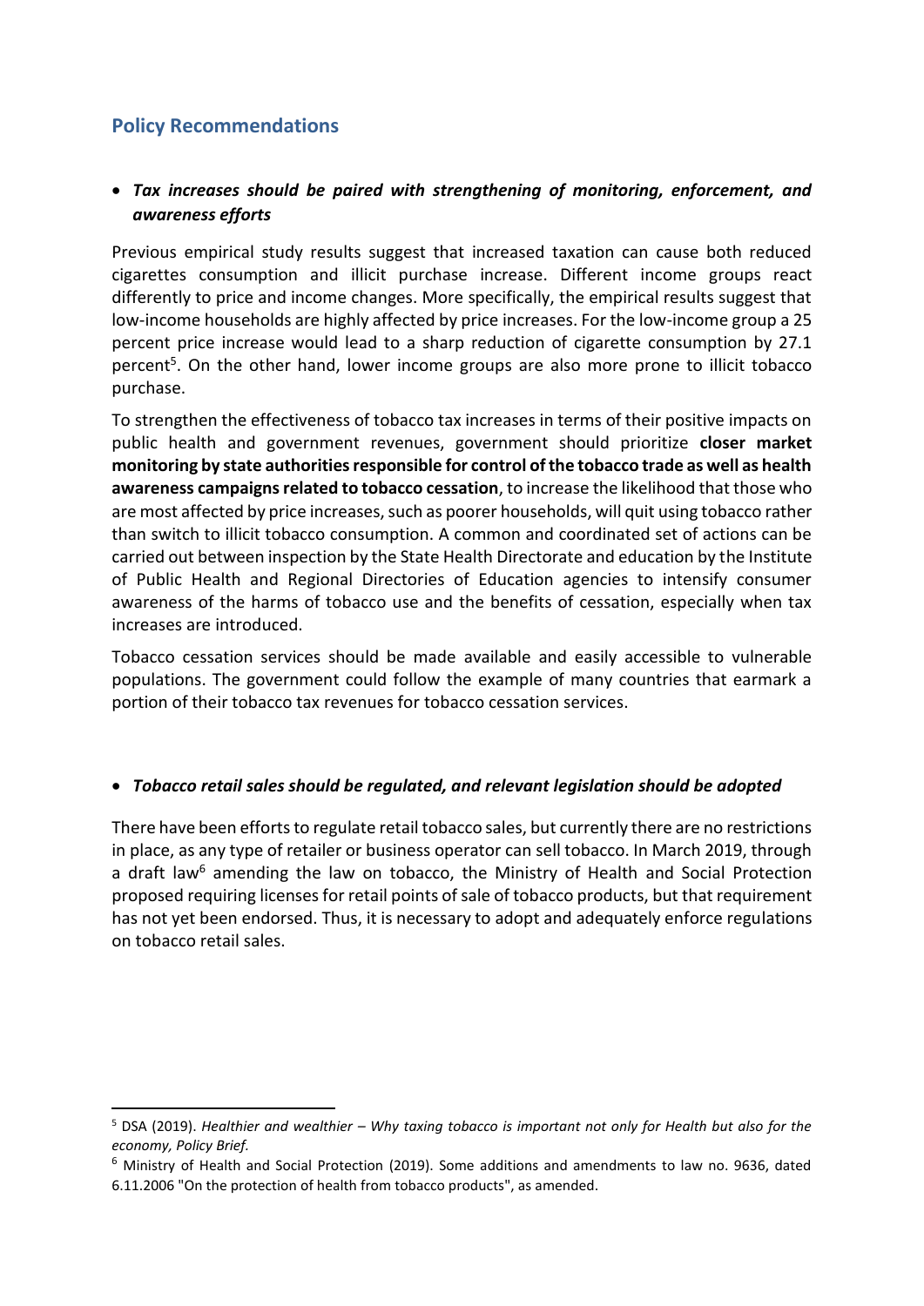## Policy Recommendations

- ***Tax increases should be paired with strengthening of monitoring, enforcement, and awareness efforts***

Previous empirical study results suggest that increased taxation can cause both reduced cigarettes consumption and illicit purchase increase. Different income groups react differently to price and income changes. More specifically, the empirical results suggest that low-income households are highly affected by price increases. For the low-income group a 25 percent price increase would lead to a sharp reduction of cigarette consumption by 27.1 percent[5]. On the other hand, lower income groups are also more prone to illicit tobacco purchase.

To strengthen the effectiveness of tobacco tax increases in terms of their positive impacts on public health and government revenues, government should prioritize **closer market monitoring by state authorities responsible for control of the tobacco trade as well as health awareness campaigns related to tobacco cessation**, to increase the likelihood that those who are most affected by price increases, such as poorer households, will quit using tobacco rather than switch to illicit tobacco consumption. A common and coordinated set of actions can be carried out between inspection by the State Health Directorate and education by the Institute of Public Health and Regional Directories of Education agencies to intensify consumer awareness of the harms of tobacco use and the benefits of cessation, especially when tax increases are introduced.

Tobacco cessation services should be made available and easily accessible to vulnerable populations. The government could follow the example of many countries that earmark a portion of their tobacco tax revenues for tobacco cessation services.

- ***Tobacco retail sales should be regulated, and relevant legislation should be adopted***

There have been efforts to regulate retail tobacco sales, but currently there are no restrictions in place, as any type of retailer or business operator can sell tobacco. In March 2019, through a draft law[6] amending the law on tobacco, the Ministry of Health and Social Protection proposed requiring licenses for retail points of sale of tobacco products, but that requirement has not yet been endorsed. Thus, it is necessary to adopt and adequately enforce regulations on tobacco retail sales.

[5] DSA (2019). *Healthier and wealthier – Why taxing tobacco is important not only for Health but also for the economy, Policy Brief.*

[6] Ministry of Health and Social Protection (2019). Some additions and amendments to law no. 9636, dated 6.11.2006 "On the protection of health from tobacco products", as amended.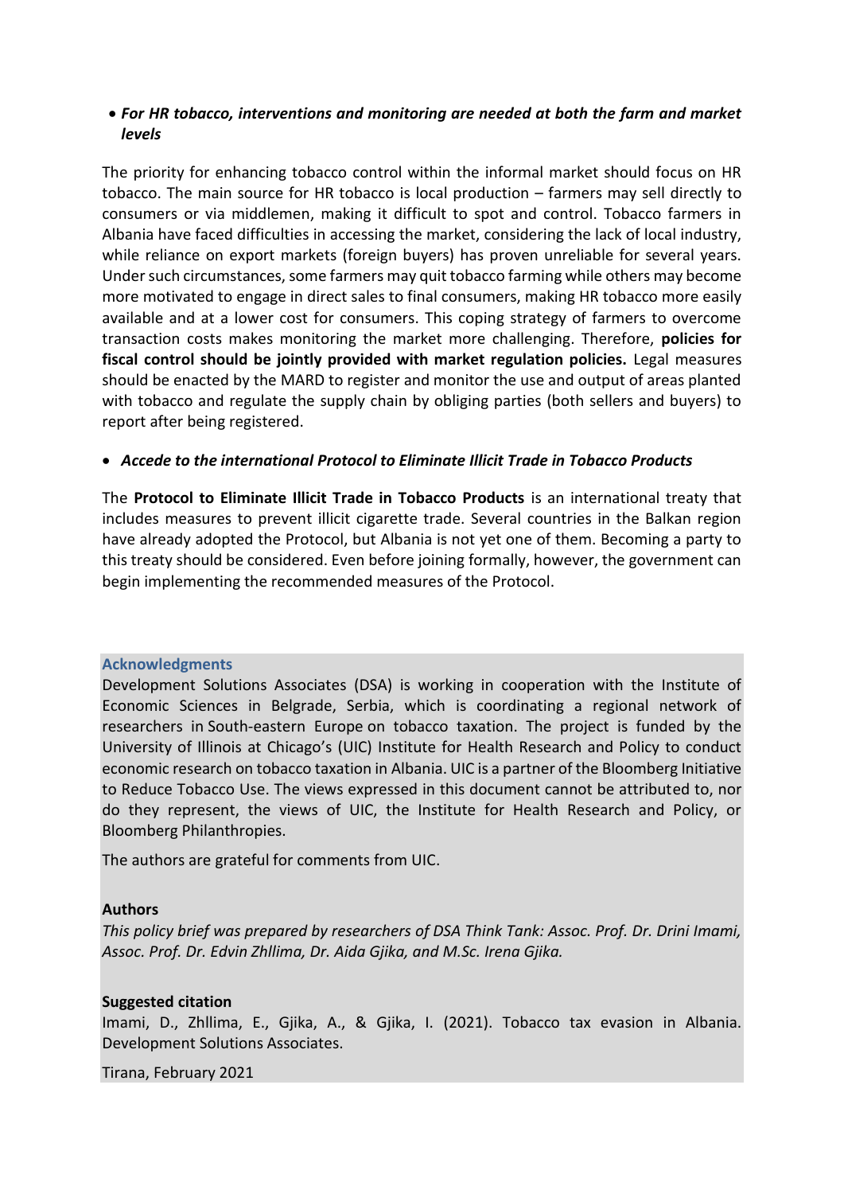- ***For HR tobacco, interventions and monitoring are needed at both the farm and market levels***

The priority for enhancing tobacco control within the informal market should focus on HR tobacco. The main source for HR tobacco is local production – farmers may sell directly to consumers or via middlemen, making it difficult to spot and control. Tobacco farmers in Albania have faced difficulties in accessing the market, considering the lack of local industry, while reliance on export markets (foreign buyers) has proven unreliable for several years. Under such circumstances, some farmers may quit tobacco farming while others may become more motivated to engage in direct sales to final consumers, making HR tobacco more easily available and at a lower cost for consumers. This coping strategy of farmers to overcome transaction costs makes monitoring the market more challenging. Therefore, **policies for fiscal control should be jointly provided with market regulation policies.** Legal measures should be enacted by the MARD to register and monitor the use and output of areas planted with tobacco and regulate the supply chain by obliging parties (both sellers and buyers) to report after being registered.

- ***Accede to the international Protocol to Eliminate Illicit Trade in Tobacco Products***

The **Protocol to Eliminate Illicit Trade in Tobacco Products** is an international treaty that includes measures to prevent illicit cigarette trade. Several countries in the Balkan region have already adopted the Protocol, but Albania is not yet one of them. Becoming a party to this treaty should be considered. Even before joining formally, however, the government can begin implementing the recommended measures of the Protocol.

### Acknowledgments

Development Solutions Associates (DSA) is working in cooperation with the Institute of Economic Sciences in Belgrade, Serbia, which is coordinating a regional network of researchers in South-eastern Europe on tobacco taxation. The project is funded by the University of Illinois at Chicago's (UIC) Institute for Health Research and Policy to conduct economic research on tobacco taxation in Albania. UIC is a partner of the Bloomberg Initiative to Reduce Tobacco Use. The views expressed in this document cannot be attributed to, nor do they represent, the views of UIC, the Institute for Health Research and Policy, or Bloomberg Philanthropies.

The authors are grateful for comments from UIC.

**Authors**

*This policy brief was prepared by researchers of DSA Think Tank: Assoc. Prof. Dr. Drini Imami, Assoc. Prof. Dr. Edvin Zhllima, Dr. Aida Gjika, and M.Sc. Irena Gjika.*

**Suggested citation**

Imami, D., Zhllima, E., Gjika, A., & Gjika, I. (2021). Tobacco tax evasion in Albania. Development Solutions Associates.

Tirana, February 2021